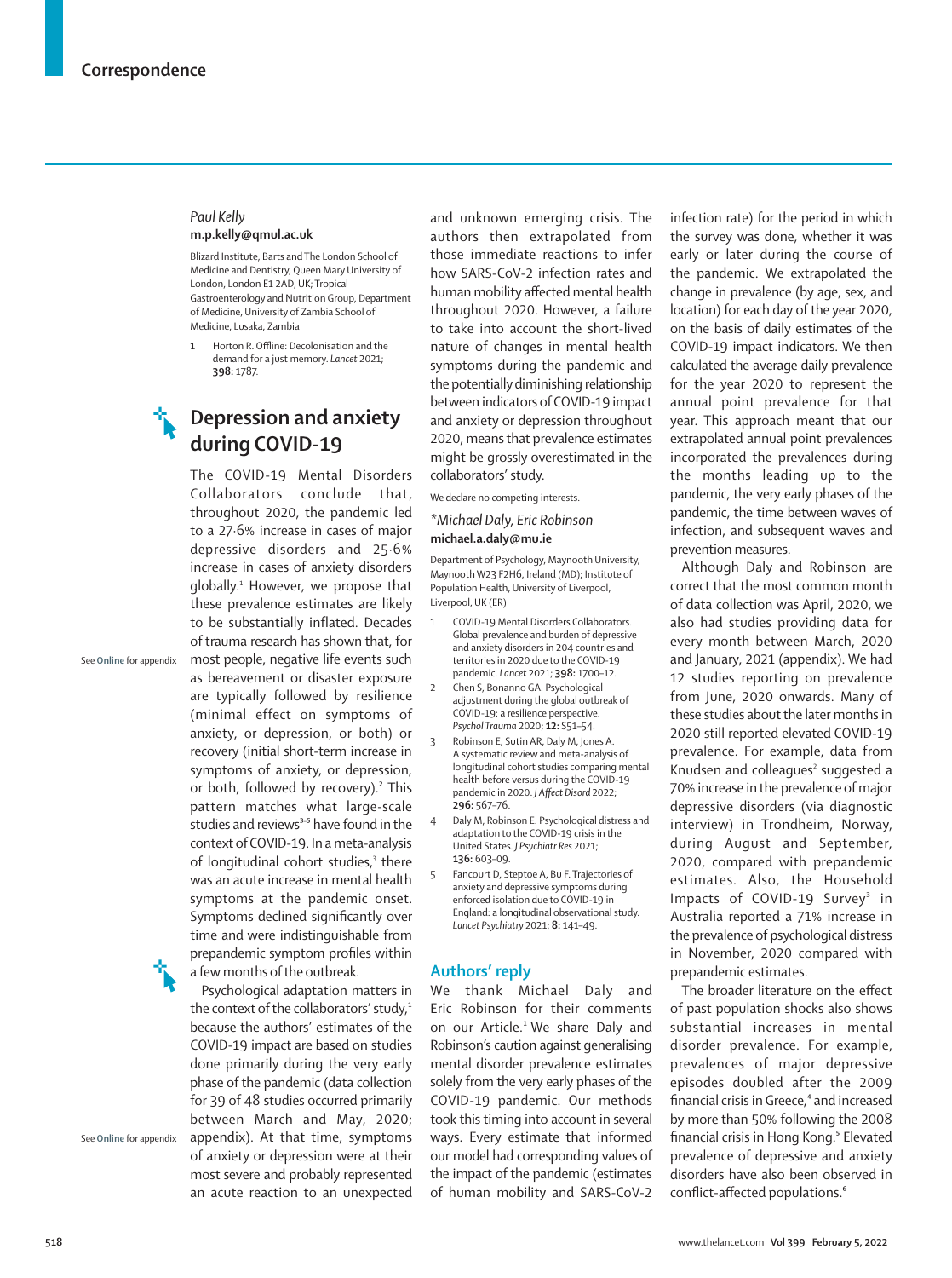# Correspondence

*Paul Kelly*
**m.p.kelly@qmul.ac.uk**

Blizard Institute, Barts and The London School of Medicine and Dentistry, Queen Mary University of London, London E1 2AD, UK; Tropical Gastroenterology and Nutrition Group, Department of Medicine, University of Zambia School of Medicine, Lusaka, Zambia

1. Horton R. Offline: Decolonisation and the demand for a just memory. *Lancet* 2021; **398:** 1787.

## Depression and anxiety during COVID-19

The COVID-19 Mental Disorders Collaborators conclude that, throughout 2020, the pandemic led to a 27·6% increase in cases of major depressive disorders and 25·6% increase in cases of anxiety disorders globally.[1] However, we propose that these prevalence estimates are likely to be substantially inflated. Decades of trauma research has shown that, for most people, negative life events such as bereavement or disaster exposure are typically followed by resilience (minimal effect on symptoms of anxiety, or depression, or both) or recovery (initial short-term increase in symptoms of anxiety, or depression, or both, followed by recovery).[2] This pattern matches what large-scale studies and reviews[3–5] have found in the context of COVID-19. In a meta-analysis of longitudinal cohort studies,[3] there was an acute increase in mental health symptoms at the pandemic onset. Symptoms declined significantly over time and were indistinguishable from prepandemic symptom profiles within a few months of the outbreak.

See **Online** for appendix

Psychological adaptation matters in the context of the collaborators' study,[1] because the authors' estimates of the COVID-19 impact are based on studies done primarily during the very early phase of the pandemic (data collection for 39 of 48 studies occurred primarily between March and May, 2020; appendix). At that time, symptoms of anxiety or depression were at their most severe and probably represented an acute reaction to an unexpected and unknown emerging crisis. The authors then extrapolated from those immediate reactions to infer how SARS-CoV-2 infection rates and human mobility affected mental health throughout 2020. However, a failure to take into account the short-lived nature of changes in mental health symptoms during the pandemic and the potentially diminishing relationship between indicators of COVID-19 impact and anxiety or depression throughout 2020, means that prevalence estimates might be grossly overestimated in the collaborators' study.

We declare no competing interests.

*\*Michael Daly, Eric Robinson*
**michael.a.daly@mu.ie**

Department of Psychology, Maynooth University, Maynooth W23 F2H6, Ireland (MD); Institute of Population Health, University of Liverpool, Liverpool, UK (ER)

1. COVID-19 Mental Disorders Collaborators. Global prevalence and burden of depressive and anxiety disorders in 204 countries and territories in 2020 due to the COVID-19 pandemic. *Lancet* 2021; **398:** 1700–12.
2. Chen S, Bonanno GA. Psychological adjustment during the global outbreak of COVID-19: a resilience perspective. *Psychol Trauma* 2020; **12:** S51–54.
3. Robinson E, Sutin AR, Daly M, Jones A. A systematic review and meta-analysis of longitudinal cohort studies comparing mental health before versus during the COVID-19 pandemic in 2020. *J Affect Disord* 2022; **296:** 567–76.
4. Daly M, Robinson E. Psychological distress and adaptation to the COVID-19 crisis in the United States. *J Psychiatr Res* 2021; **136:** 603–09.
5. Fancourt D, Steptoe A, Bu F. Trajectories of anxiety and depressive symptoms during enforced isolation due to COVID-19 in England: a longitudinal observational study. *Lancet Psychiatry* 2021; **8:** 141–49.

## Authors' reply

We thank Michael Daly and Eric Robinson for their comments on our Article.[1] We share Daly and Robinson's caution against generalising mental disorder prevalence estimates solely from the very early phases of the COVID-19 pandemic. Our methods took this timing into account in several ways. Every estimate that informed our model had corresponding values of the impact of the pandemic (estimates of human mobility and SARS-CoV-2 infection rate) for the period in which the survey was done, whether it was early or later during the course of the pandemic. We extrapolated the change in prevalence (by age, sex, and location) for each day of the year 2020, on the basis of daily estimates of the COVID-19 impact indicators. We then calculated the average daily prevalence for the year 2020 to represent the annual point prevalence for that year. This approach meant that our extrapolated annual point prevalences incorporated the prevalences during the months leading up to the pandemic, the very early phases of the pandemic, the time between waves of infection, and subsequent waves and prevention measures.

Although Daly and Robinson are correct that the most common month of data collection was April, 2020, we also had studies providing data for every month between March, 2020 and January, 2021 (appendix). We had 12 studies reporting on prevalence from June, 2020 onwards. Many of these studies about the later months in 2020 still reported elevated COVID-19 prevalence. For example, data from Knudsen and colleagues[2] suggested a 70% increase in the prevalence of major depressive disorders (via diagnostic interview) in Trondheim, Norway, during August and September, 2020, compared with prepandemic estimates. Also, the Household Impacts of COVID-19 Survey[3] in Australia reported a 71% increase in the prevalence of psychological distress in November, 2020 compared with prepandemic estimates.

The broader literature on the effect of past population shocks also shows substantial increases in mental disorder prevalence. For example, prevalences of major depressive episodes doubled after the 2009 financial crisis in Greece,[4] and increased by more than 50% following the 2008 financial crisis in Hong Kong.[5] Elevated prevalence of depressive and anxiety disorders have also been observed in conflict-affected populations.[6]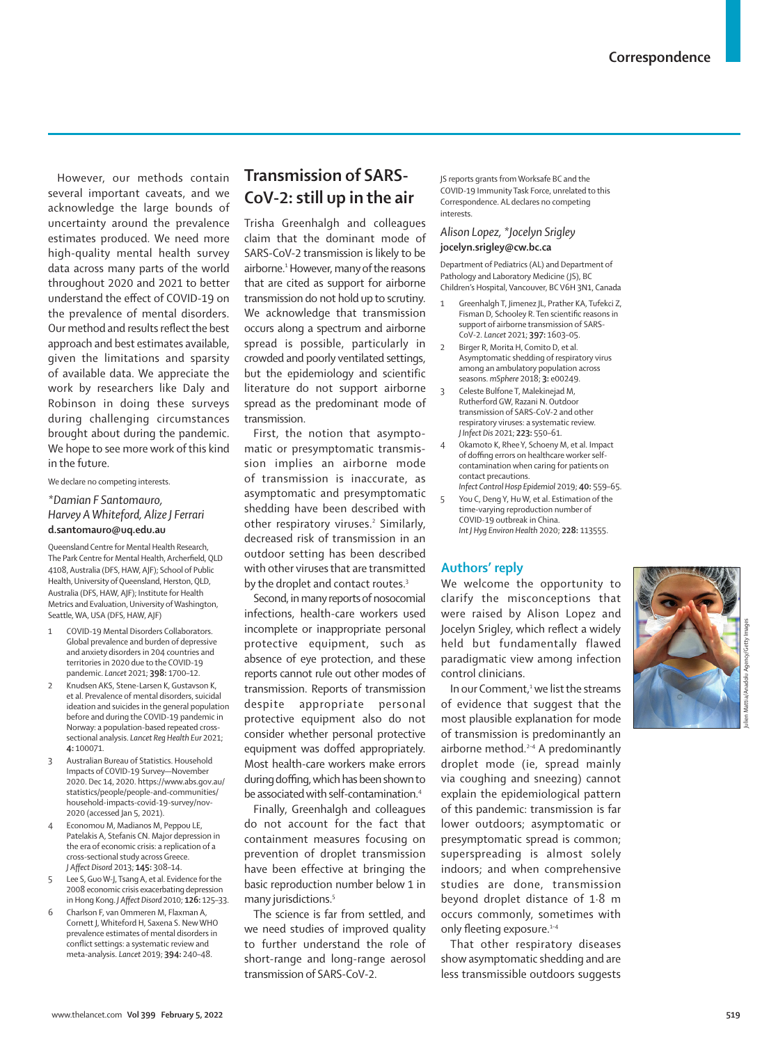However, our methods contain several important caveats, and we acknowledge the large bounds of uncertainty around the prevalence estimates produced. We need more high-quality mental health survey data across many parts of the world throughout 2020 and 2021 to better understand the effect of COVID-19 on the prevalence of mental disorders. Our method and results reflect the best approach and best estimates available, given the limitations and sparsity of available data. We appreciate the work by researchers like Daly and Robinson in doing these surveys during challenging circumstances brought about during the pandemic. We hope to see more work of this kind in the future.

We declare no competing interests.

*\*Damian F Santomauro, Harvey A Whiteford, Alize J Ferrari*
**d.santomauro@uq.edu.au**

Queensland Centre for Mental Health Research, The Park Centre for Mental Health, Archerfield, QLD 4108, Australia (DFS, HAW, AJF); School of Public Health, University of Queensland, Herston, QLD, Australia (DFS, HAW, AJF); Institute for Health Metrics and Evaluation, University of Washington, Seattle, WA, USA (DFS, HAW, AJF)

1. COVID-19 Mental Disorders Collaborators. Global prevalence and burden of depressive and anxiety disorders in 204 countries and territories in 2020 due to the COVID-19 pandemic. *Lancet* 2021; **398:** 1700–12.
2. Knudsen AKS, Stene-Larsen K, Gustavson K, et al. Prevalence of mental disorders, suicidal ideation and suicides in the general population before and during the COVID-19 pandemic in Norway: a population-based repeated cross-sectional analysis. *Lancet Reg Health Eur* 2021; **4:** 100071.
3. Australian Bureau of Statistics. Household Impacts of COVID-19 Survey—November 2020. Dec 14, 2020. https://www.abs.gov.au/statistics/people/people-and-communities/household-impacts-covid-19-survey/nov-2020 (accessed Jan 5, 2021).
4. Economou M, Madianos M, Peppou LE, Patelakis A, Stefanis CN. Major depression in the era of economic crisis: a replication of a cross-sectional study across Greece. *J Affect Disord* 2013; **145:** 308–14.
5. Lee S, Guo W-J, Tsang A, et al. Evidence for the 2008 economic crisis exacerbating depression in Hong Kong. *J Affect Disord* 2010; **126:** 125–33.
6. Charlson F, van Ommeren M, Flaxman A, Cornett J, Whiteford H, Saxena S. New WHO prevalence estimates of mental disorders in conflict settings: a systematic review and meta-analysis. *Lancet* 2019; **394:** 240–48.

# Transmission of SARS-CoV-2: still up in the air

Trisha Greenhalgh and colleagues claim that the dominant mode of SARS-CoV-2 transmission is likely to be airborne.[1] However, many of the reasons that are cited as support for airborne transmission do not hold up to scrutiny. We acknowledge that transmission occurs along a spectrum and airborne spread is possible, particularly in crowded and poorly ventilated settings, but the epidemiology and scientific literature do not support airborne spread as the predominant mode of transmission.

First, the notion that asymptomatic or presymptomatic transmission implies an airborne mode of transmission is inaccurate, as asymptomatic and presymptomatic shedding have been described with other respiratory viruses.[2] Similarly, decreased risk of transmission in an outdoor setting has been described with other viruses that are transmitted by the droplet and contact routes.[3]

Second, in many reports of nosocomial infections, health-care workers used incomplete or inappropriate personal protective equipment, such as absence of eye protection, and these reports cannot rule out other modes of transmission. Reports of transmission despite appropriate personal protective equipment also do not consider whether personal protective equipment was doffed appropriately. Most health-care workers make errors during doffing, which has been shown to be associated with self-contamination.[4]

Finally, Greenhalgh and colleagues do not account for the fact that containment measures focusing on prevention of droplet transmission have been effective at bringing the basic reproduction number below 1 in many jurisdictions.[5]

The science is far from settled, and we need studies of improved quality to further understand the role of short-range and long-range aerosol transmission of SARS-CoV-2.

JS reports grants from Worksafe BC and the COVID-19 Immunity Task Force, unrelated to this Correspondence. AL declares no competing interests.

*Alison Lopez, \*Jocelyn Srigley*
**jocelyn.srigley@cw.bc.ca**

Department of Pediatrics (AL) and Department of Pathology and Laboratory Medicine (JS), BC Children's Hospital, Vancouver, BC V6H 3N1, Canada

1. Greenhalgh T, Jimenez JL, Prather KA, Tufekci Z, Fisman D, Schooley R. Ten scientific reasons in support of airborne transmission of SARS-CoV-2. *Lancet* 2021; **397:** 1603–05.
2. Birger R, Morita H, Comito D, et al. Asymptomatic shedding of respiratory virus among an ambulatory population across seasons. *mSphere* 2018; **3:** e00249.
3. Celeste Bulfone T, Malekinejad M, Rutherford GW, Razani N. Outdoor transmission of SARS-CoV-2 and other respiratory viruses: a systematic review. *J Infect Dis* 2021; **223:** 550–61.
4. Okamoto K, Rhee Y, Schoeny M, et al. Impact of doffing errors on healthcare worker self-contamination when caring for patients on contact precautions. *Infect Control Hosp Epidemiol* 2019; **40:** 559–65.
5. You C, Deng Y, Hu W, et al. Estimation of the time-varying reproduction number of COVID-19 outbreak in China. *Int J Hyg Environ Health* 2020; **228:** 113555.

## Authors' reply

We welcome the opportunity to clarify the misconceptions that were raised by Alison Lopez and Jocelyn Srigley, which reflect a widely held but fundamentally flawed paradigmatic view among infection control clinicians.

In our Comment,[1] we list the streams of evidence that suggest that the most plausible explanation for mode of transmission is predominantly an airborne method.[2–4] A predominantly droplet mode (ie, spread mainly via coughing and sneezing) cannot explain the epidemiological pattern of this pandemic: transmission is far lower outdoors; asymptomatic or presymptomatic spread is common; superspreading is almost solely indoors; and when comprehensive studies are done, transmission beyond droplet distance of 1·8 m occurs commonly, sometimes with only fleeting exposure.[1–4]

That other respiratory diseases show asymptomatic shedding and are less transmissible outdoors suggests

Julien Mattia/Anadolu Agency/Getty Images